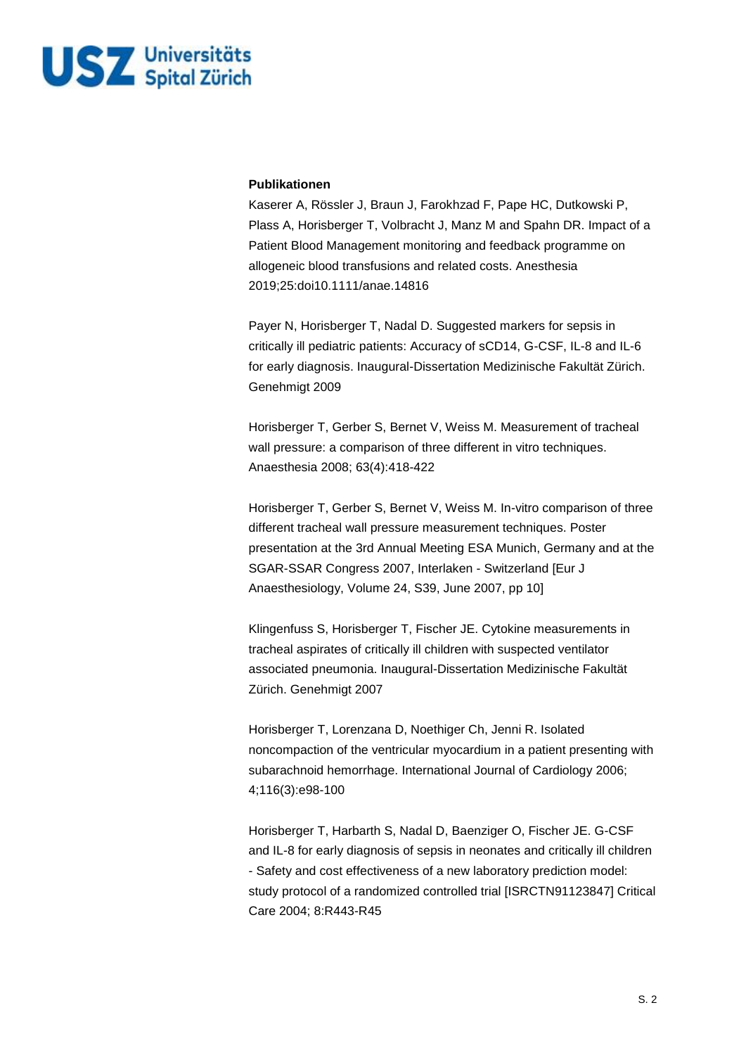**Publikationen**

Kaserer A, Rössler J, Braun J, Farokhzad F, Pape HC, Dutkowski P, Plass A, Horisberger T, Volbracht J, Manz M and Spahn DR. Impact of a Patient Blood Management monitoring and feedback programme on allogeneic blood transfusions and related costs. Anesthesia 2019;25:doi10.1111/anae.14816

Payer N, Horisberger T, Nadal D. Suggested markers for sepsis in critically ill pediatric patients: Accuracy of sCD14, G-CSF, IL-8 and IL-6 for early diagnosis. Inaugural-Dissertation Medizinische Fakultät Zürich. Genehmigt 2009

Horisberger T, Gerber S, Bernet V, Weiss M. Measurement of tracheal wall pressure: a comparison of three different in vitro techniques. Anaesthesia 2008; 63(4):418-422

Horisberger T, Gerber S, Bernet V, Weiss M. In-vitro comparison of three different tracheal wall pressure measurement techniques. Poster presentation at the 3rd Annual Meeting ESA Munich, Germany and at the SGAR-SSAR Congress 2007, Interlaken - Switzerland [Eur J Anaesthesiology, Volume 24, S39, June 2007, pp 10]

Klingenfuss S, Horisberger T, Fischer JE. Cytokine measurements in tracheal aspirates of critically ill children with suspected ventilator associated pneumonia. Inaugural-Dissertation Medizinische Fakultät Zürich. Genehmigt 2007

Horisberger T, Lorenzana D, Noethiger Ch, Jenni R. Isolated noncompaction of the ventricular myocardium in a patient presenting with subarachnoid hemorrhage. International Journal of Cardiology 2006; 4;116(3):e98-100

Horisberger T, Harbarth S, Nadal D, Baenziger O, Fischer JE. G-CSF and IL-8 for early diagnosis of sepsis in neonates and critically ill children - Safety and cost effectiveness of a new laboratory prediction model: study protocol of a randomized controlled trial [ISRCTN91123847] Critical Care 2004; 8:R443-R45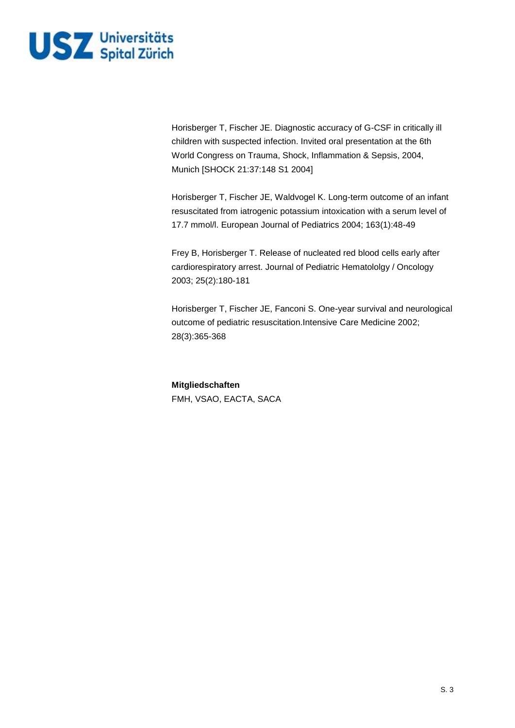Horisberger T, Fischer JE. Diagnostic accuracy of G-CSF in critically ill children with suspected infection. Invited oral presentation at the 6th World Congress on Trauma, Shock, Inflammation & Sepsis, 2004, Munich [SHOCK 21:37:148 S1 2004]

Horisberger T, Fischer JE, Waldvogel K. Long-term outcome of an infant resuscitated from iatrogenic potassium intoxication with a serum level of 17.7 mmol/l. European Journal of Pediatrics 2004; 163(1):48-49

Frey B, Horisberger T. Release of nucleated red blood cells early after cardiorespiratory arrest. Journal of Pediatric Hematololgy / Oncology 2003; 25(2):180-181

Horisberger T, Fischer JE, Fanconi S. One-year survival and neurological outcome of pediatric resuscitation.Intensive Care Medicine 2002; 28(3):365-368

**Mitgliedschaften**

FMH, VSAO, EACTA, SACA